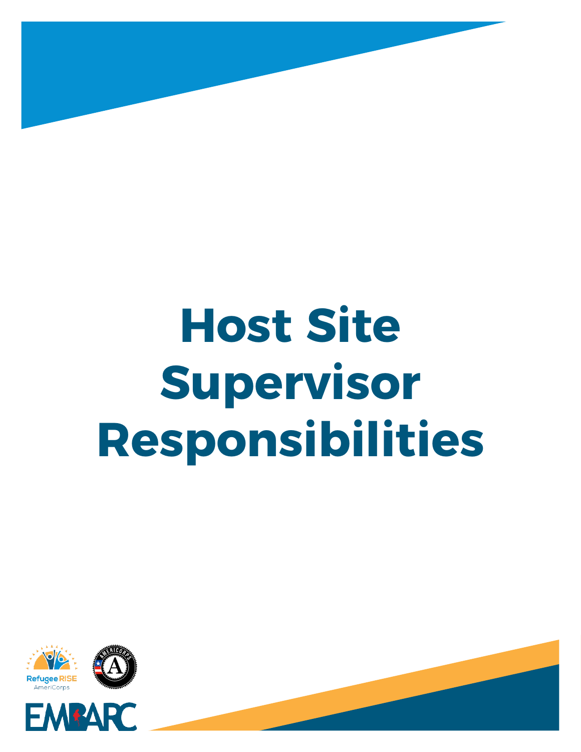# Host Site Supervisor Responsibilities

Refugee RISE AmeriCorps

EMPARC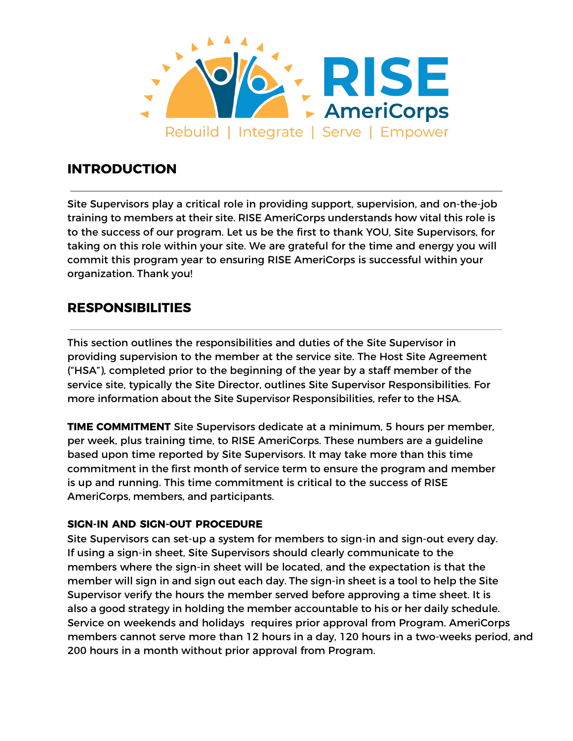RISE AmeriCorps

Rebuild | Integrate | Serve | Empower

## INTRODUCTION

Site Supervisors play a critical role in providing support, supervision, and on-the-job training to members at their site. RISE AmeriCorps understands how vital this role is to the success of our program. Let us be the first to thank YOU, Site Supervisors, for taking on this role within your site. We are grateful for the time and energy you will commit this program year to ensuring RISE AmeriCorps is successful within your organization. Thank you!

## RESPONSIBILITIES

This section outlines the responsibilities and duties of the Site Supervisor in providing supervision to the member at the service site. The Host Site Agreement ("HSA"), completed prior to the beginning of the year by a staff member of the service site, typically the Site Director, outlines Site Supervisor Responsibilities. For more information about the Site Supervisor Responsibilities, refer to the HSA.

**TIME COMMITMENT** Site Supervisors dedicate at a minimum, 5 hours per member, per week, plus training time, to RISE AmeriCorps. These numbers are a guideline based upon time reported by Site Supervisors. It may take more than this time commitment in the first month of service term to ensure the program and member is up and running. This time commitment is critical to the success of RISE AmeriCorps, members, and participants.

### SIGN-IN AND SIGN-OUT PROCEDURE

Site Supervisors can set-up a system for members to sign-in and sign-out every day. If using a sign-in sheet, Site Supervisors should clearly communicate to the members where the sign-in sheet will be located, and the expectation is that the member will sign in and sign out each day. The sign-in sheet is a tool to help the Site Supervisor verify the hours the member served before approving a time sheet. It is also a good strategy in holding the member accountable to his or her daily schedule. Service on weekends and holidays requires prior approval from Program. AmeriCorps members cannot serve more than 12 hours in a day, 120 hours in a two-weeks period, and 200 hours in a month without prior approval from Program.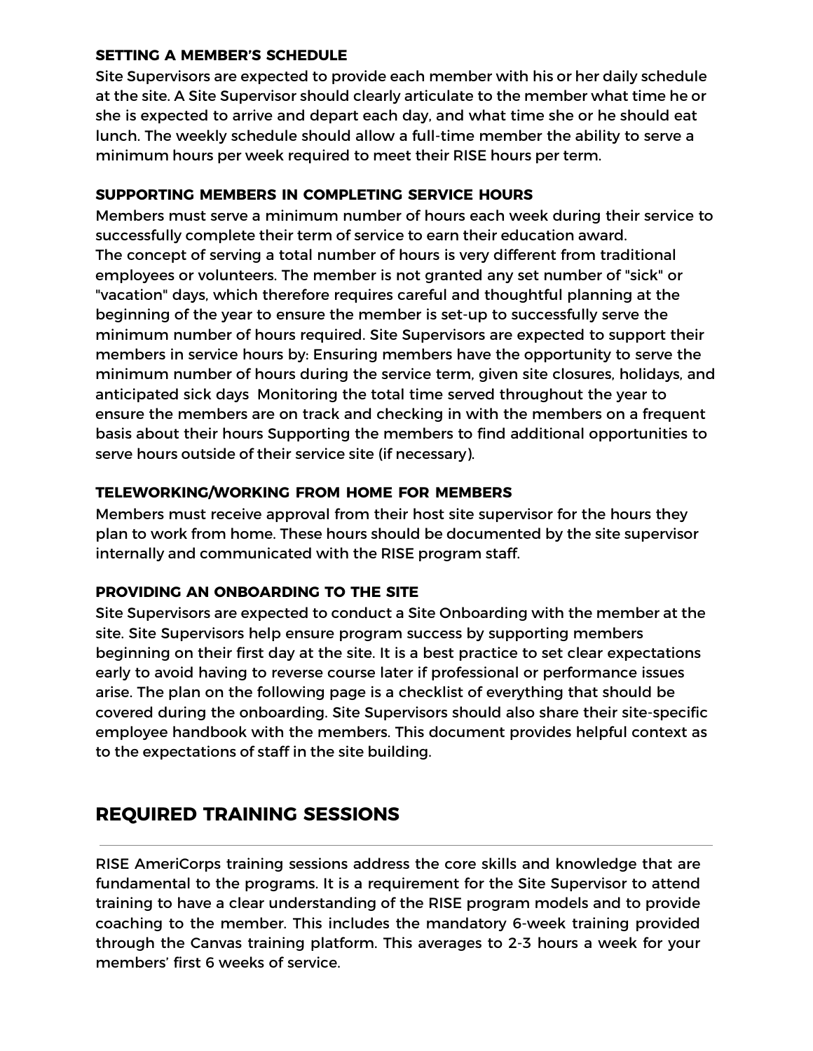### SETTING A MEMBER'S SCHEDULE

Site Supervisors are expected to provide each member with his or her daily schedule at the site. A Site Supervisor should clearly articulate to the member what time he or she is expected to arrive and depart each day, and what time she or he should eat lunch. The weekly schedule should allow a full-time member the ability to serve a minimum hours per week required to meet their RISE hours per term.

### SUPPORTING MEMBERS IN COMPLETING SERVICE HOURS

Members must serve a minimum number of hours each week during their service to successfully complete their term of service to earn their education award.
The concept of serving a total number of hours is very different from traditional employees or volunteers. The member is not granted any set number of "sick" or "vacation" days, which therefore requires careful and thoughtful planning at the beginning of the year to ensure the member is set-up to successfully serve the minimum number of hours required. Site Supervisors are expected to support their members in service hours by: Ensuring members have the opportunity to serve the minimum number of hours during the service term, given site closures, holidays, and anticipated sick days  Monitoring the total time served throughout the year to ensure the members are on track and checking in with the members on a frequent basis about their hours Supporting the members to find additional opportunities to serve hours outside of their service site (if necessary).

### TELEWORKING/WORKING FROM HOME FOR MEMBERS

Members must receive approval from their host site supervisor for the hours they plan to work from home. These hours should be documented by the site supervisor internally and communicated with the RISE program staff.

### PROVIDING AN ONBOARDING TO THE SITE

Site Supervisors are expected to conduct a Site Onboarding with the member at the site. Site Supervisors help ensure program success by supporting members beginning on their first day at the site. It is a best practice to set clear expectations early to avoid having to reverse course later if professional or performance issues arise. The plan on the following page is a checklist of everything that should be covered during the onboarding. Site Supervisors should also share their site-specific employee handbook with the members. This document provides helpful context as to the expectations of staff in the site building.

## REQUIRED TRAINING SESSIONS

RISE AmeriCorps training sessions address the core skills and knowledge that are fundamental to the programs. It is a requirement for the Site Supervisor to attend training to have a clear understanding of the RISE program models and to provide coaching to the member. This includes the mandatory 6-week training provided through the Canvas training platform. This averages to 2-3 hours a week for your members' first 6 weeks of service.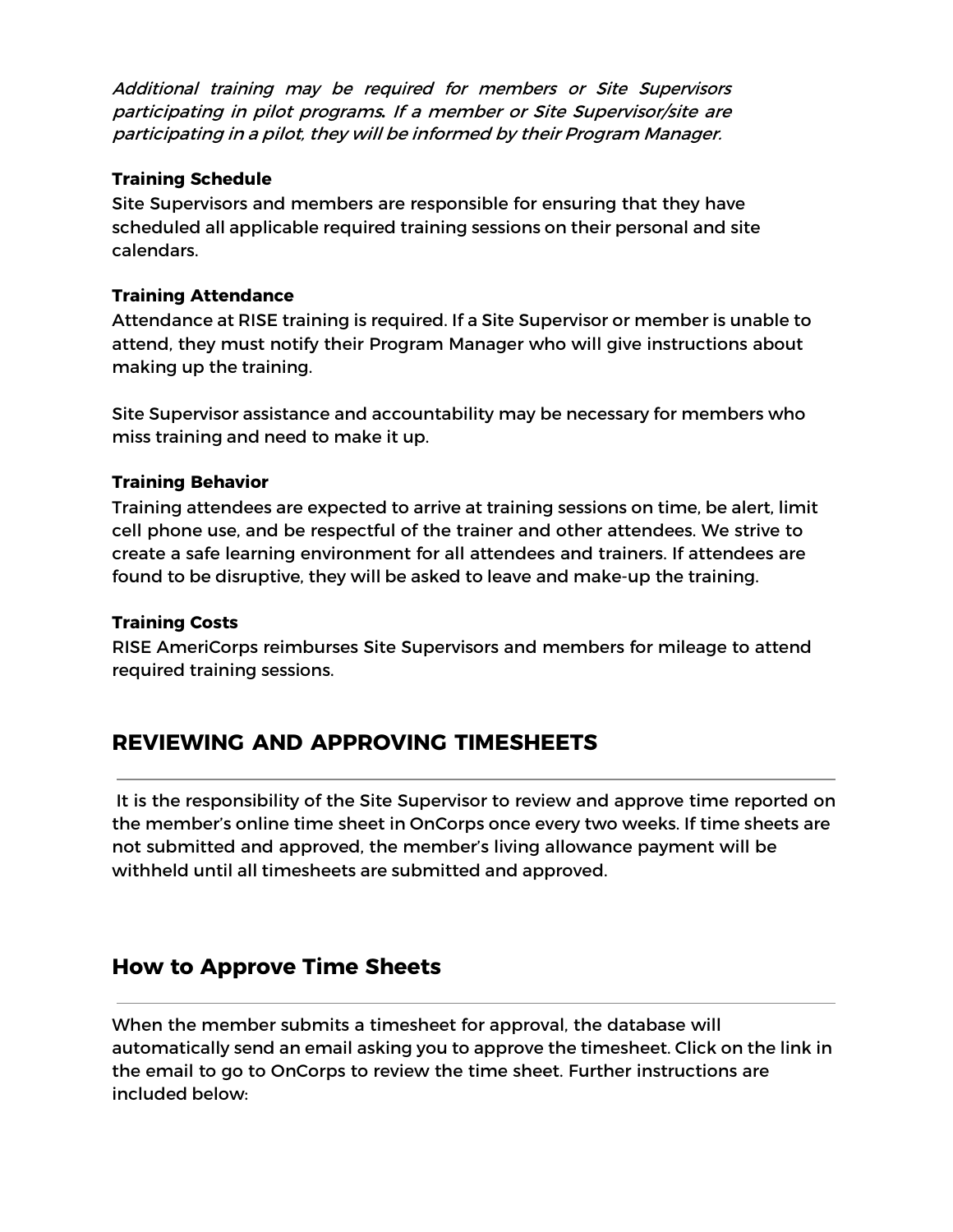*Additional training may be required for members or Site Supervisors participating in pilot programs. If a member or Site Supervisor/site are participating in a pilot, they will be informed by their Program Manager.*

**Training Schedule**

Site Supervisors and members are responsible for ensuring that they have scheduled all applicable required training sessions on their personal and site calendars.

**Training Attendance**

Attendance at RISE training is required. If a Site Supervisor or member is unable to attend, they must notify their Program Manager who will give instructions about making up the training.

Site Supervisor assistance and accountability may be necessary for members who miss training and need to make it up.

**Training Behavior**

Training attendees are expected to arrive at training sessions on time, be alert, limit cell phone use, and be respectful of the trainer and other attendees. We strive to create a safe learning environment for all attendees and trainers. If attendees are found to be disruptive, they will be asked to leave and make-up the training.

**Training Costs**

RISE AmeriCorps reimburses Site Supervisors and members for mileage to attend required training sessions.

## REVIEWING AND APPROVING TIMESHEETS

It is the responsibility of the Site Supervisor to review and approve time reported on the member's online time sheet in OnCorps once every two weeks. If time sheets are not submitted and approved, the member's living allowance payment will be withheld until all timesheets are submitted and approved.

## How to Approve Time Sheets

When the member submits a timesheet for approval, the database will automatically send an email asking you to approve the timesheet. Click on the link in the email to go to OnCorps to review the time sheet. Further instructions are included below: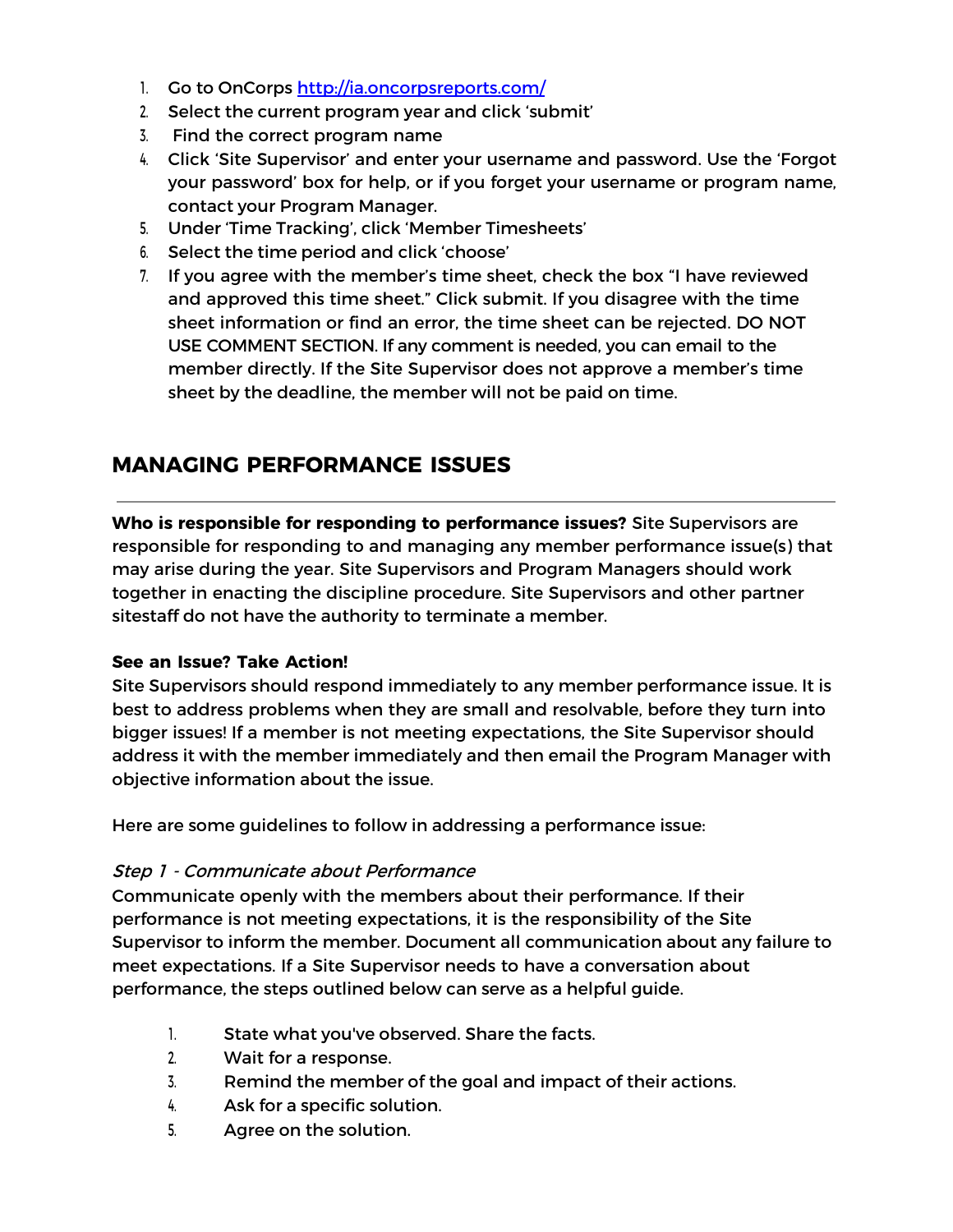1. Go to OnCorps [http://ia.oncorpsreports.com/](http://ia.oncorpsreports.com/)
2. Select the current program year and click 'submit'
3. Find the correct program name
4. Click 'Site Supervisor' and enter your username and password. Use the 'Forgot your password' box for help, or if you forget your username or program name, contact your Program Manager.
5. Under 'Time Tracking', click 'Member Timesheets'
6. Select the time period and click 'choose'
7. If you agree with the member's time sheet, check the box "I have reviewed and approved this time sheet." Click submit. If you disagree with the time sheet information or find an error, the time sheet can be rejected. DO NOT USE COMMENT SECTION. If any comment is needed, you can email to the member directly. If the Site Supervisor does not approve a member's time sheet by the deadline, the member will not be paid on time.

## MANAGING PERFORMANCE ISSUES

---

**Who is responsible for responding to performance issues?** Site Supervisors are responsible for responding to and managing any member performance issue(s) that may arise during the year. Site Supervisors and Program Managers should work together in enacting the discipline procedure. Site Supervisors and other partner sitestaff do not have the authority to terminate a member.

**See an Issue? Take Action!**

Site Supervisors should respond immediately to any member performance issue. It is best to address problems when they are small and resolvable, before they turn into bigger issues! If a member is not meeting expectations, the Site Supervisor should address it with the member immediately and then email the Program Manager with objective information about the issue.

Here are some guidelines to follow in addressing a performance issue:

*Step 1 - Communicate about Performance*

Communicate openly with the members about their performance. If their performance is not meeting expectations, it is the responsibility of the Site Supervisor to inform the member. Document all communication about any failure to meet expectations. If a Site Supervisor needs to have a conversation about performance, the steps outlined below can serve as a helpful guide.

1. State what you've observed. Share the facts.
2. Wait for a response.
3. Remind the member of the goal and impact of their actions.
4. Ask for a specific solution.
5. Agree on the solution.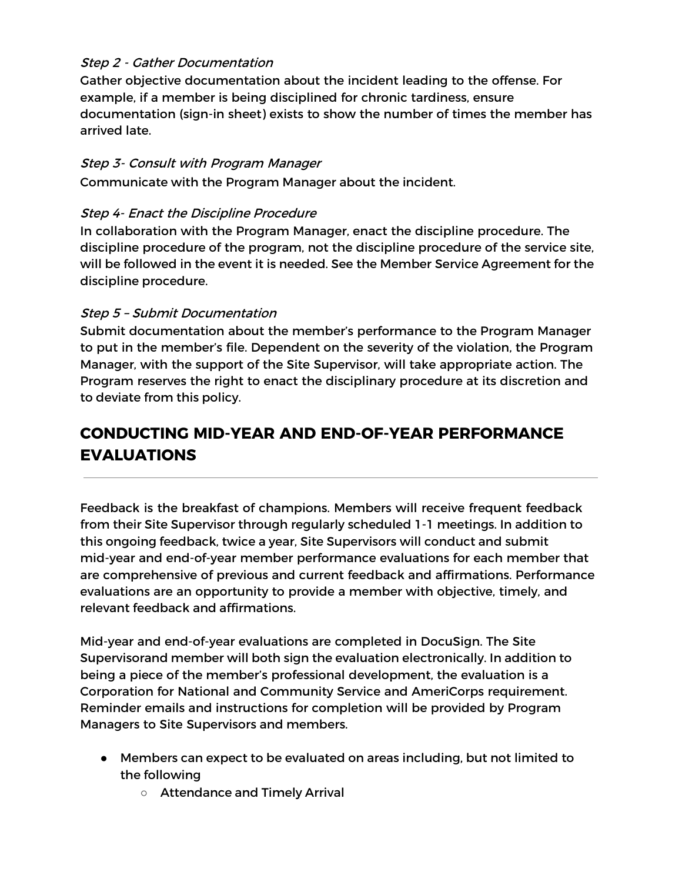*Step 2 - Gather Documentation*

Gather objective documentation about the incident leading to the offense. For example, if a member is being disciplined for chronic tardiness, ensure documentation (sign-in sheet) exists to show the number of times the member has arrived late.

*Step 3- Consult with Program Manager*

Communicate with the Program Manager about the incident.

*Step 4- Enact the Discipline Procedure*

In collaboration with the Program Manager, enact the discipline procedure. The discipline procedure of the program, not the discipline procedure of the service site, will be followed in the event it is needed. See the Member Service Agreement for the discipline procedure.

*Step 5 – Submit Documentation*

Submit documentation about the member's performance to the Program Manager to put in the member's file. Dependent on the severity of the violation, the Program Manager, with the support of the Site Supervisor, will take appropriate action. The Program reserves the right to enact the disciplinary procedure at its discretion and to deviate from this policy.

## CONDUCTING MID-YEAR AND END-OF-YEAR PERFORMANCE EVALUATIONS

---

Feedback is the breakfast of champions. Members will receive frequent feedback from their Site Supervisor through regularly scheduled 1-1 meetings. In addition to this ongoing feedback, twice a year, Site Supervisors will conduct and submit mid-year and end-of-year member performance evaluations for each member that are comprehensive of previous and current feedback and affirmations. Performance evaluations are an opportunity to provide a member with objective, timely, and relevant feedback and affirmations.

Mid-year and end-of-year evaluations are completed in DocuSign. The Site Supervisorand member will both sign the evaluation electronically. In addition to being a piece of the member's professional development, the evaluation is a Corporation for National and Community Service and AmeriCorps requirement. Reminder emails and instructions for completion will be provided by Program Managers to Site Supervisors and members.

- Members can expect to be evaluated on areas including, but not limited to the following
  - Attendance and Timely Arrival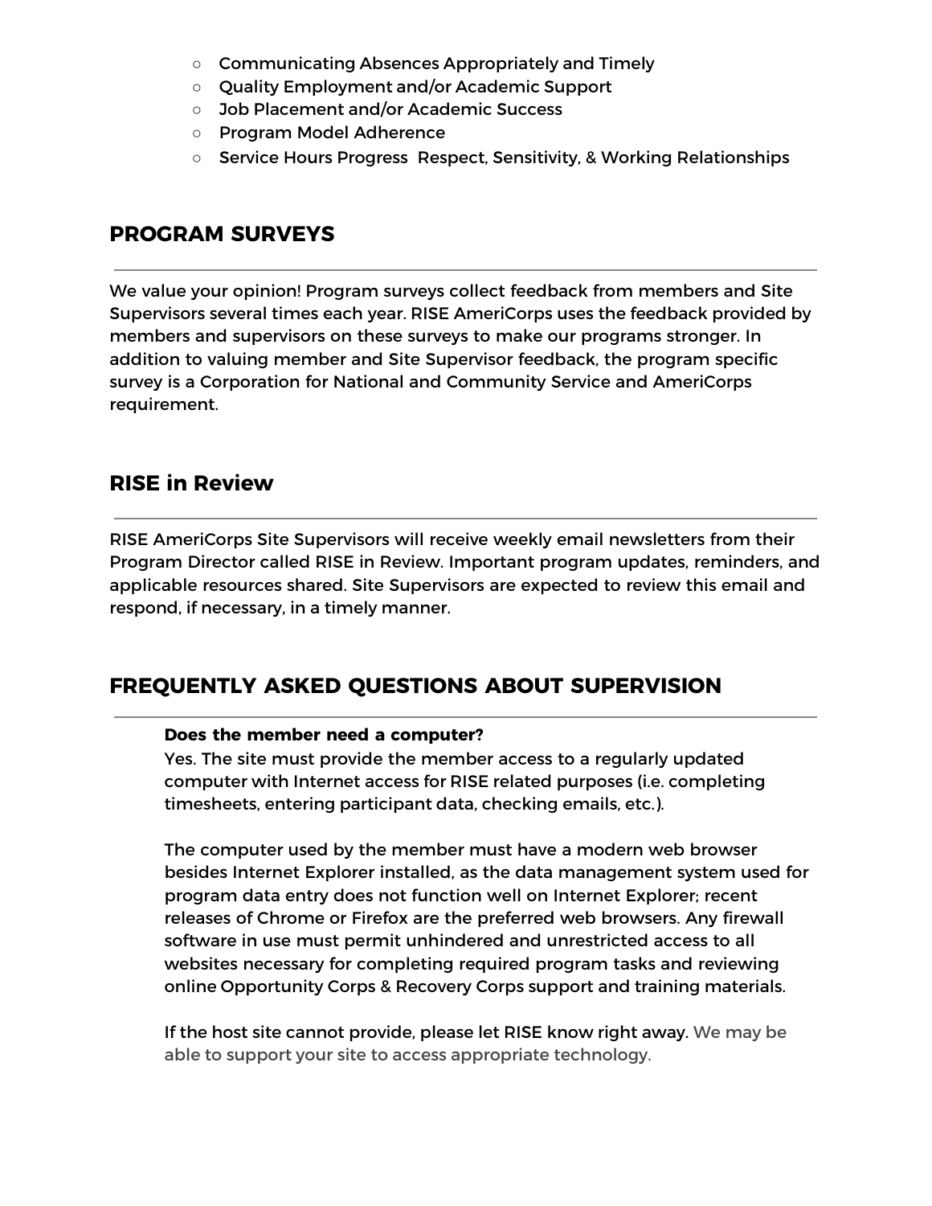- Communicating Absences Appropriately and Timely
- Quality Employment and/or Academic Support
- Job Placement and/or Academic Success
- Program Model Adherence
- Service Hours Progress  Respect, Sensitivity, & Working Relationships

## PROGRAM SURVEYS

We value your opinion! Program surveys collect feedback from members and Site Supervisors several times each year. RISE AmeriCorps uses the feedback provided by members and supervisors on these surveys to make our programs stronger. In addition to valuing member and Site Supervisor feedback, the program specific survey is a Corporation for National and Community Service and AmeriCorps requirement.

## RISE in Review

RISE AmeriCorps Site Supervisors will receive weekly email newsletters from their Program Director called RISE in Review. Important program updates, reminders, and applicable resources shared. Site Supervisors are expected to review this email and respond, if necessary, in a timely manner.

## FREQUENTLY ASKED QUESTIONS ABOUT SUPERVISION

**Does the member need a computer?**

Yes. The site must provide the member access to a regularly updated computer with Internet access for RISE related purposes (i.e. completing timesheets, entering participant data, checking emails, etc.).

The computer used by the member must have a modern web browser besides Internet Explorer installed, as the data management system used for program data entry does not function well on Internet Explorer; recent releases of Chrome or Firefox are the preferred web browsers. Any firewall software in use must permit unhindered and unrestricted access to all websites necessary for completing required program tasks and reviewing online Opportunity Corps & Recovery Corps support and training materials.

If the host site cannot provide, please let RISE know right away. We may be able to support your site to access appropriate technology.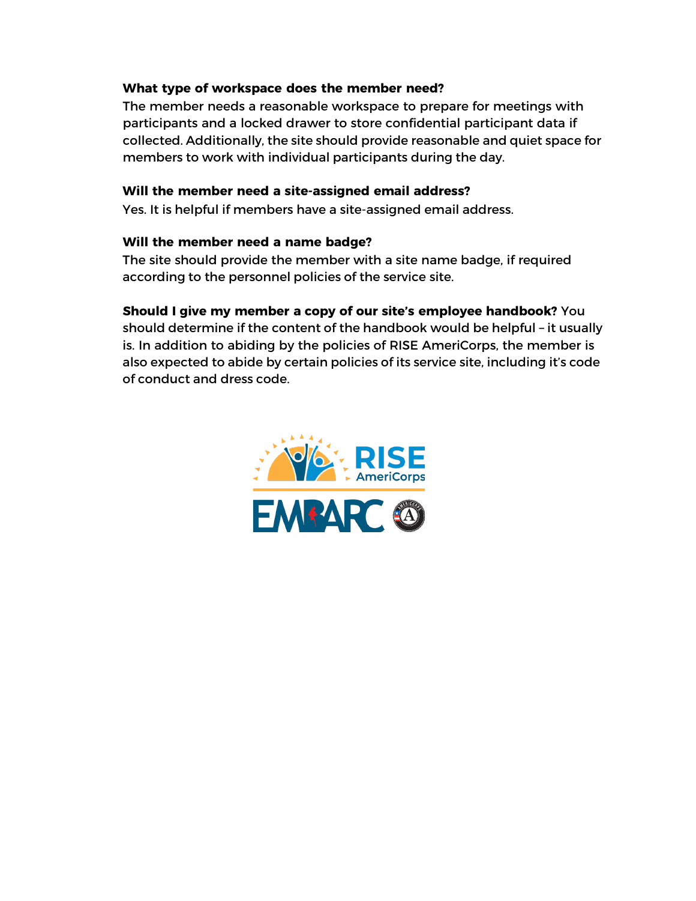**What type of workspace does the member need?**
The member needs a reasonable workspace to prepare for meetings with participants and a locked drawer to store confidential participant data if collected. Additionally, the site should provide reasonable and quiet space for members to work with individual participants during the day.

**Will the member need a site-assigned email address?**
Yes. It is helpful if members have a site-assigned email address.

**Will the member need a name badge?**
The site should provide the member with a site name badge, if required according to the personnel policies of the service site.

**Should I give my member a copy of our site's employee handbook?** You should determine if the content of the handbook would be helpful – it usually is. In addition to abiding by the policies of RISE AmeriCorps, the member is also expected to abide by certain policies of its service site, including it's code of conduct and dress code.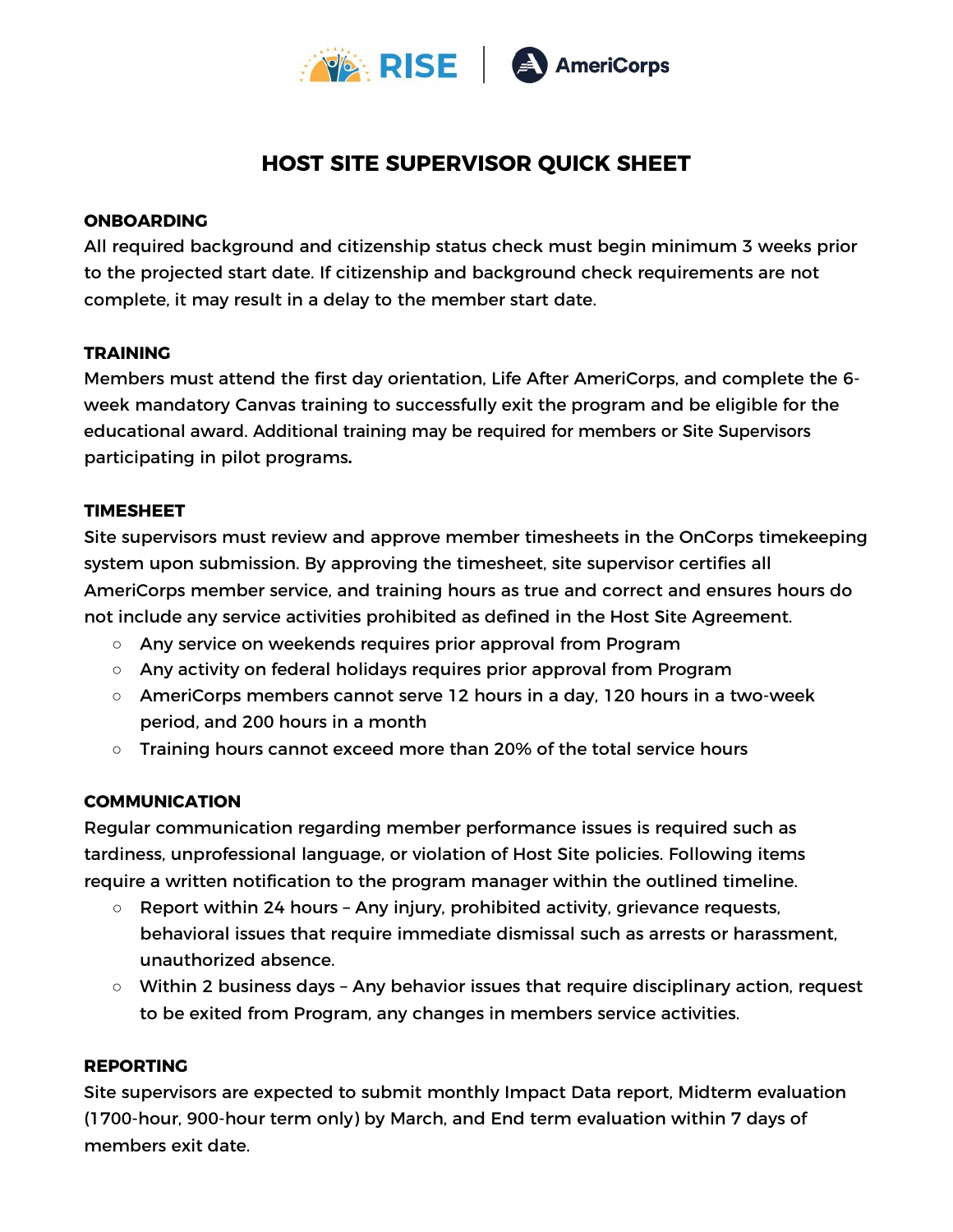RISE | AmeriCorps

# HOST SITE SUPERVISOR QUICK SHEET

**ONBOARDING**

All required background and citizenship status check must begin minimum 3 weeks prior to the projected start date. If citizenship and background check requirements are not complete, it may result in a delay to the member start date.

**TRAINING**

Members must attend the first day orientation, Life After AmeriCorps, and complete the 6-week mandatory Canvas training to successfully exit the program and be eligible for the educational award. Additional training may be required for members or Site Supervisors participating in pilot programs**.**

**TIMESHEET**

Site supervisors must review and approve member timesheets in the OnCorps timekeeping system upon submission. By approving the timesheet, site supervisor certifies all AmeriCorps member service, and training hours as true and correct and ensures hours do not include any service activities prohibited as defined in the Host Site Agreement.

- Any service on weekends requires prior approval from Program
- Any activity on federal holidays requires prior approval from Program
- AmeriCorps members cannot serve 12 hours in a day, 120 hours in a two-week period, and 200 hours in a month
- Training hours cannot exceed more than 20% of the total service hours

**COMMUNICATION**

Regular communication regarding member performance issues is required such as tardiness, unprofessional language, or violation of Host Site policies. Following items require a written notification to the program manager within the outlined timeline.

- Report within 24 hours – Any injury, prohibited activity, grievance requests, behavioral issues that require immediate dismissal such as arrests or harassment, unauthorized absence.
- Within 2 business days – Any behavior issues that require disciplinary action, request to be exited from Program, any changes in members service activities.

**REPORTING**

Site supervisors are expected to submit monthly Impact Data report, Midterm evaluation (1700-hour, 900-hour term only) by March, and End term evaluation within 7 days of members exit date.